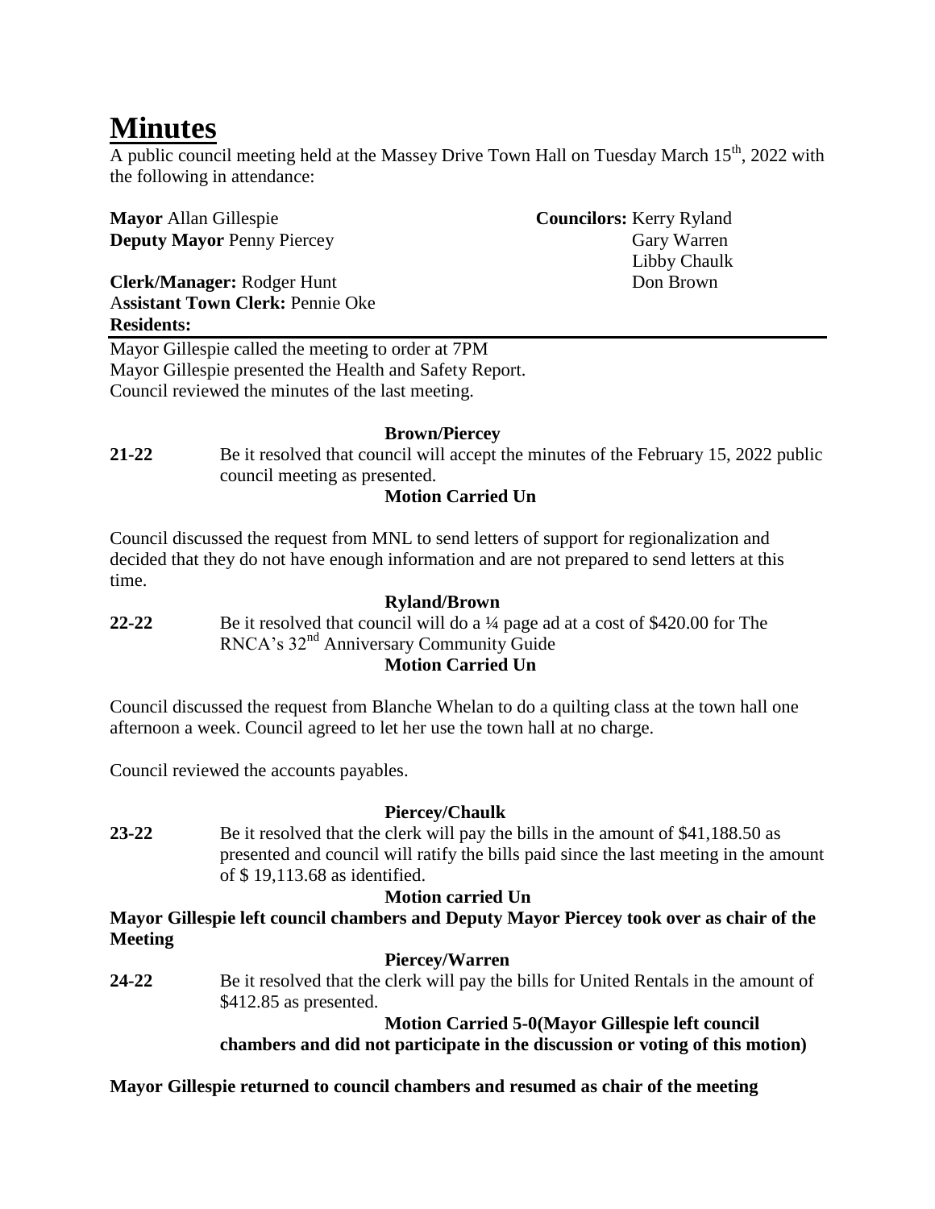# Minutes

A public council meeting held at the Massey Drive Town Hall on Tuesday March 15th, 2022 with the following in attendance:

**Mayor** Allan Gillespie
**Deputy Mayor** Penny Piercey

**Councilors:** Kerry Ryland
Gary Warren
Libby Chaulk
Don Brown

**Clerk/Manager:** Rodger Hunt
**Assistant Town Clerk:** Pennie Oke
**Residents:**

---

Mayor Gillespie called the meeting to order at 7PM
Mayor Gillespie presented the Health and Safety Report.
Council reviewed the minutes of the last meeting.

**Brown/Piercey**

**21-22** Be it resolved that council will accept the minutes of the February 15, 2022 public council meeting as presented.

**Motion Carried Un**

Council discussed the request from MNL to send letters of support for regionalization and decided that they do not have enough information and are not prepared to send letters at this time.

**Ryland/Brown**

**22-22** Be it resolved that council will do a ¼ page ad at a cost of $420.00 for The RNCA's 32nd Anniversary Community Guide

**Motion Carried Un**

Council discussed the request from Blanche Whelan to do a quilting class at the town hall one afternoon a week. Council agreed to let her use the town hall at no charge.

Council reviewed the accounts payables.

**Piercey/Chaulk**

**23-22** Be it resolved that the clerk will pay the bills in the amount of $41,188.50 as presented and council will ratify the bills paid since the last meeting in the amount of $ 19,113.68 as identified.

**Motion carried Un**

**Mayor Gillespie left council chambers and Deputy Mayor Piercey took over as chair of the Meeting**

**Piercey/Warren**

**24-22** Be it resolved that the clerk will pay the bills for United Rentals in the amount of $412.85 as presented.

**Motion Carried 5-0(Mayor Gillespie left council chambers and did not participate in the discussion or voting of this motion)**

**Mayor Gillespie returned to council chambers and resumed as chair of the meeting**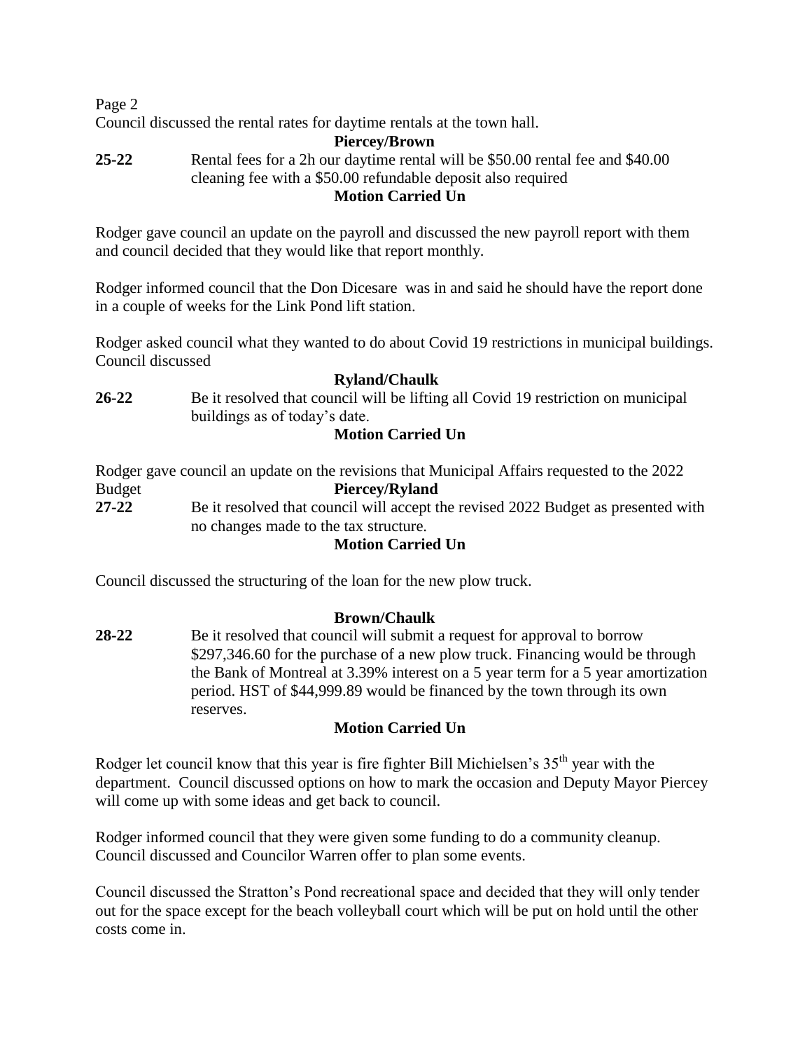Council discussed the rental rates for daytime rentals at the town hall.

**Piercey/Brown**

**25-22** Rental fees for a 2h our daytime rental will be $50.00 rental fee and $40.00 cleaning fee with a $50.00 refundable deposit also required

**Motion Carried Un**

Rodger gave council an update on the payroll and discussed the new payroll report with them and council decided that they would like that report monthly.

Rodger informed council that the Don Dicesare was in and said he should have the report done in a couple of weeks for the Link Pond lift station.

Rodger asked council what they wanted to do about Covid 19 restrictions in municipal buildings. Council discussed

**Ryland/Chaulk**

**26-22** Be it resolved that council will be lifting all Covid 19 restriction on municipal buildings as of today's date.

**Motion Carried Un**

Rodger gave council an update on the revisions that Municipal Affairs requested to the 2022 Budget

**Piercey/Ryland**

**27-22** Be it resolved that council will accept the revised 2022 Budget as presented with no changes made to the tax structure.

**Motion Carried Un**

Council discussed the structuring of the loan for the new plow truck.

**Brown/Chaulk**

**28-22** Be it resolved that council will submit a request for approval to borrow $297,346.60 for the purchase of a new plow truck. Financing would be through the Bank of Montreal at 3.39% interest on a 5 year term for a 5 year amortization period. HST of $44,999.89 would be financed by the town through its own reserves.

**Motion Carried Un**

Rodger let council know that this year is fire fighter Bill Michielsen's 35th year with the department. Council discussed options on how to mark the occasion and Deputy Mayor Piercey will come up with some ideas and get back to council.

Rodger informed council that they were given some funding to do a community cleanup. Council discussed and Councilor Warren offer to plan some events.

Council discussed the Stratton's Pond recreational space and decided that they will only tender out for the space except for the beach volleyball court which will be put on hold until the other costs come in.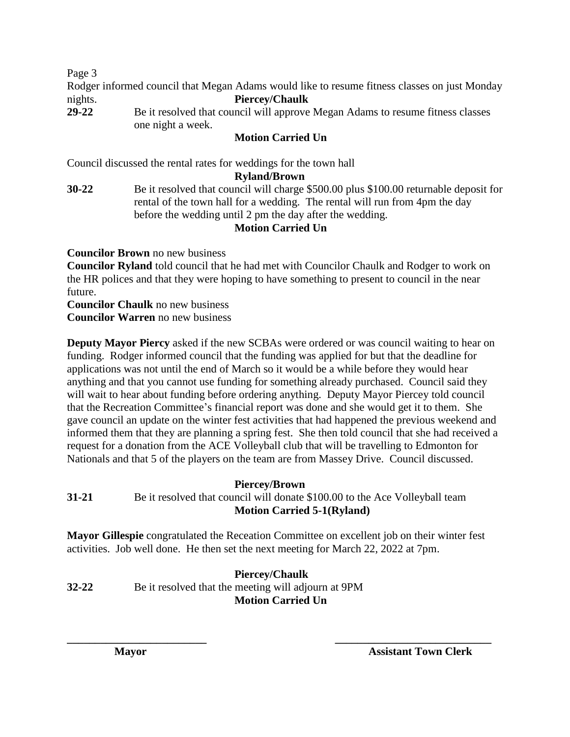Rodger informed council that Megan Adams would like to resume fitness classes on just Monday nights.

**Piercey/Chaulk**

**29-22** Be it resolved that council will approve Megan Adams to resume fitness classes one night a week.

**Motion Carried Un**

Council discussed the rental rates for weddings for the town hall

**Ryland/Brown**

**30-22** Be it resolved that council will charge $500.00 plus $100.00 returnable deposit for rental of the town hall for a wedding. The rental will run from 4pm the day before the wedding until 2 pm the day after the wedding.

**Motion Carried Un**

**Councilor Brown** no new business
**Councilor Ryland** told council that he had met with Councilor Chaulk and Rodger to work on the HR polices and that they were hoping to have something to present to council in the near future.
**Councilor Chaulk** no new business
**Councilor Warren** no new business

**Deputy Mayor Piercy** asked if the new SCBAs were ordered or was council waiting to hear on funding. Rodger informed council that the funding was applied for but that the deadline for applications was not until the end of March so it would be a while before they would hear anything and that you cannot use funding for something already purchased. Council said they will wait to hear about funding before ordering anything. Deputy Mayor Piercey told council that the Recreation Committee's financial report was done and she would get it to them. She gave council an update on the winter fest activities that had happened the previous weekend and informed them that they are planning a spring fest. She then told council that she had received a request for a donation from the ACE Volleyball club that will be travelling to Edmonton for Nationals and that 5 of the players on the team are from Massey Drive. Council discussed.

**Piercey/Brown**

**31-21** Be it resolved that council will donate $100.00 to the Ace Volleyball team

**Motion Carried 5-1(Ryland)**

**Mayor Gillespie** congratulated the Receation Committee on excellent job on their winter fest activities. Job well done. He then set the next meeting for March 22, 2022 at 7pm.

**Piercey/Chaulk**

**32-22** Be it resolved that the meeting will adjourn at 9PM

**Motion Carried Un**

\_\_\_\_\_\_\_\_\_\_\_\_\_\_\_\_\_\_\_\_\_\_\_\_\_ \_\_\_\_\_\_\_\_\_\_\_\_\_\_\_\_\_\_\_\_\_\_\_\_\_\_\_\_

**Mayor** **Assistant Town Clerk**